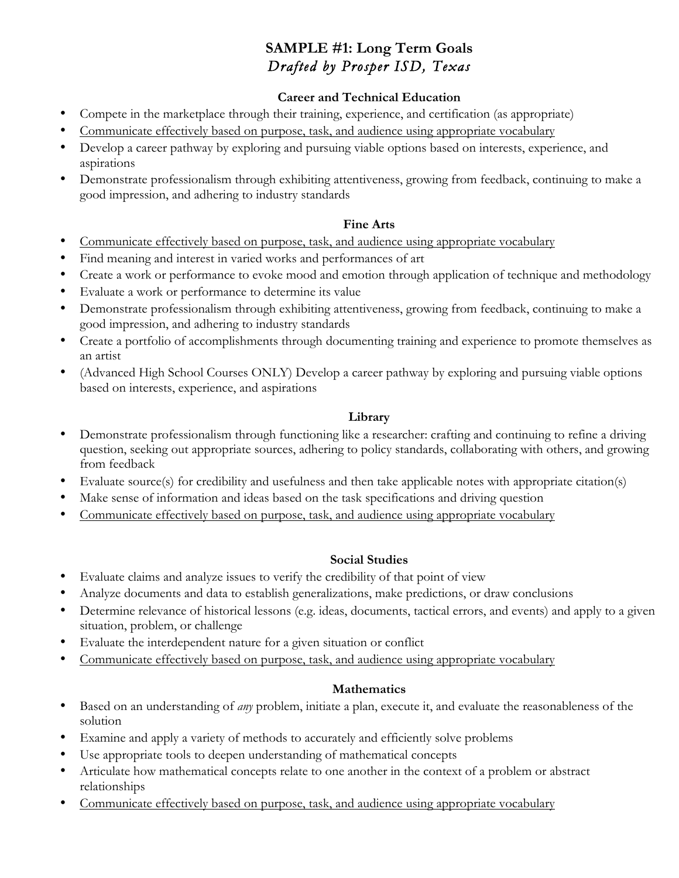# SAMPLE #1: Long Term Goals

*Drafted by Prosper ISD, Texas*

### Career and Technical Education

- Compete in the marketplace through their training, experience, and certification (as appropriate)
- <u>Communicate effectively based on purpose, task, and audience using appropriate vocabulary</u>
- Develop a career pathway by exploring and pursuing viable options based on interests, experience, and aspirations
- Demonstrate professionalism through exhibiting attentiveness, growing from feedback, continuing to make a good impression, and adhering to industry standards

### Fine Arts

- <u>Communicate effectively based on purpose, task, and audience using appropriate vocabulary</u>
- Find meaning and interest in varied works and performances of art
- Create a work or performance to evoke mood and emotion through application of technique and methodology
- Evaluate a work or performance to determine its value
- Demonstrate professionalism through exhibiting attentiveness, growing from feedback, continuing to make a good impression, and adhering to industry standards
- Create a portfolio of accomplishments through documenting training and experience to promote themselves as an artist
- (Advanced High School Courses ONLY) Develop a career pathway by exploring and pursuing viable options based on interests, experience, and aspirations

### Library

- Demonstrate professionalism through functioning like a researcher: crafting and continuing to refine a driving question, seeking out appropriate sources, adhering to policy standards, collaborating with others, and growing from feedback
- Evaluate source(s) for credibility and usefulness and then take applicable notes with appropriate citation(s)
- Make sense of information and ideas based on the task specifications and driving question
- <u>Communicate effectively based on purpose, task, and audience using appropriate vocabulary</u>

### Social Studies

- Evaluate claims and analyze issues to verify the credibility of that point of view
- Analyze documents and data to establish generalizations, make predictions, or draw conclusions
- Determine relevance of historical lessons (e.g. ideas, documents, tactical errors, and events) and apply to a given situation, problem, or challenge
- Evaluate the interdependent nature for a given situation or conflict
- <u>Communicate effectively based on purpose, task, and audience using appropriate vocabulary</u>

### Mathematics

- Based on an understanding of *any* problem, initiate a plan, execute it, and evaluate the reasonableness of the solution
- Examine and apply a variety of methods to accurately and efficiently solve problems
- Use appropriate tools to deepen understanding of mathematical concepts
- Articulate how mathematical concepts relate to one another in the context of a problem or abstract relationships
- <u>Communicate effectively based on purpose, task, and audience using appropriate vocabulary</u>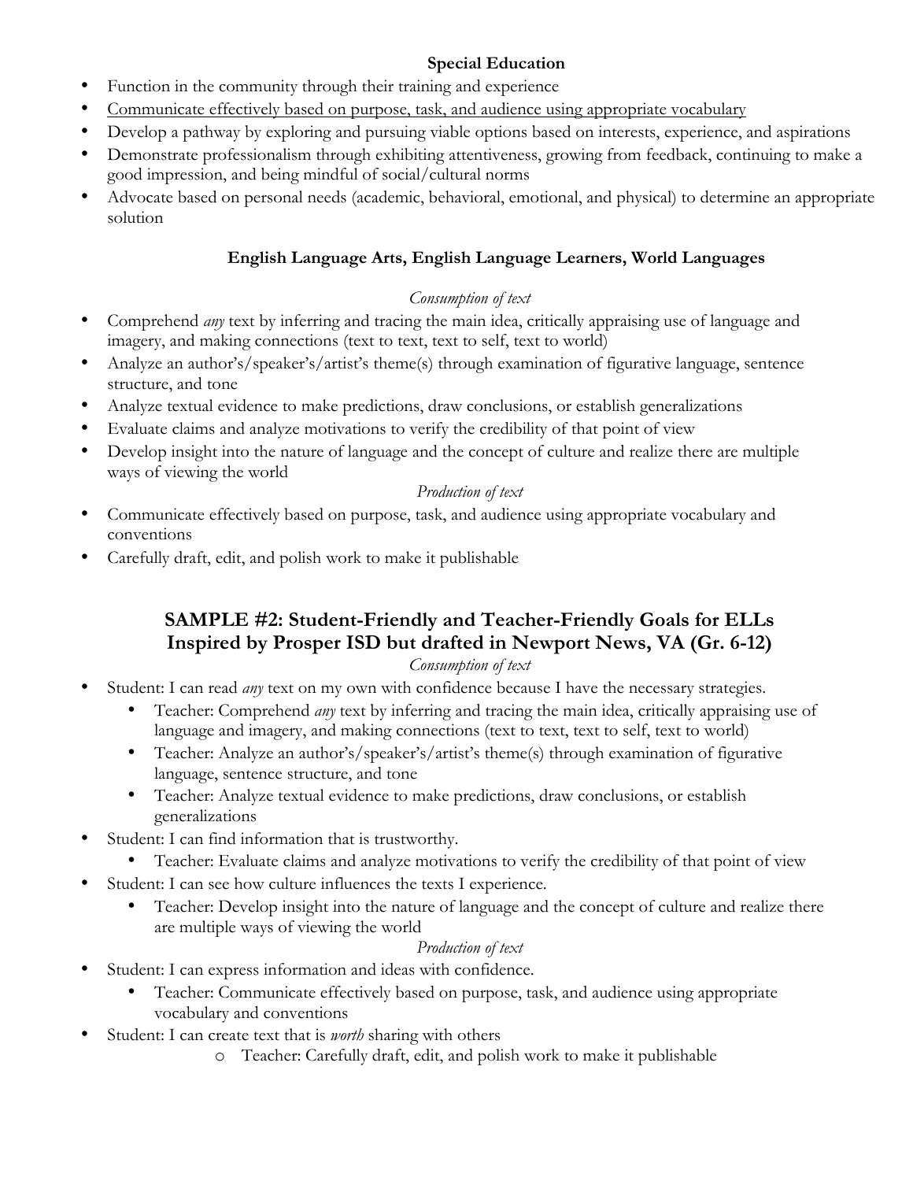**Special Education**

- Function in the community through their training and experience
- <u>Communicate effectively based on purpose, task, and audience using appropriate vocabulary</u>
- Develop a pathway by exploring and pursuing viable options based on interests, experience, and aspirations
- Demonstrate professionalism through exhibiting attentiveness, growing from feedback, continuing to make a good impression, and being mindful of social/cultural norms
- Advocate based on personal needs (academic, behavioral, emotional, and physical) to determine an appropriate solution

**English Language Arts, English Language Learners, World Languages**

*Consumption of text*

- Comprehend *any* text by inferring and tracing the main idea, critically appraising use of language and imagery, and making connections (text to text, text to self, text to world)
- Analyze an author's/speaker's/artist's theme(s) through examination of figurative language, sentence structure, and tone
- Analyze textual evidence to make predictions, draw conclusions, or establish generalizations
- Evaluate claims and analyze motivations to verify the credibility of that point of view
- Develop insight into the nature of language and the concept of culture and realize there are multiple ways of viewing the world

*Production of text*

- Communicate effectively based on purpose, task, and audience using appropriate vocabulary and conventions
- Carefully draft, edit, and polish work to make it publishable

## SAMPLE #2: Student-Friendly and Teacher-Friendly Goals for ELLs Inspired by Prosper ISD but drafted in Newport News, VA (Gr. 6-12)

*Consumption of text*

- Student: I can read *any* text on my own with confidence because I have the necessary strategies.
    - Teacher: Comprehend *any* text by inferring and tracing the main idea, critically appraising use of language and imagery, and making connections (text to text, text to self, text to world)
    - Teacher: Analyze an author's/speaker's/artist's theme(s) through examination of figurative language, sentence structure, and tone
    - Teacher: Analyze textual evidence to make predictions, draw conclusions, or establish generalizations
- Student: I can find information that is trustworthy.
    - Teacher: Evaluate claims and analyze motivations to verify the credibility of that point of view
- Student: I can see how culture influences the texts I experience.
    - Teacher: Develop insight into the nature of language and the concept of culture and realize there are multiple ways of viewing the world

*Production of text*

- Student: I can express information and ideas with confidence.
    - Teacher: Communicate effectively based on purpose, task, and audience using appropriate vocabulary and conventions
- Student: I can create text that is *worth* sharing with others
    - Teacher: Carefully draft, edit, and polish work to make it publishable